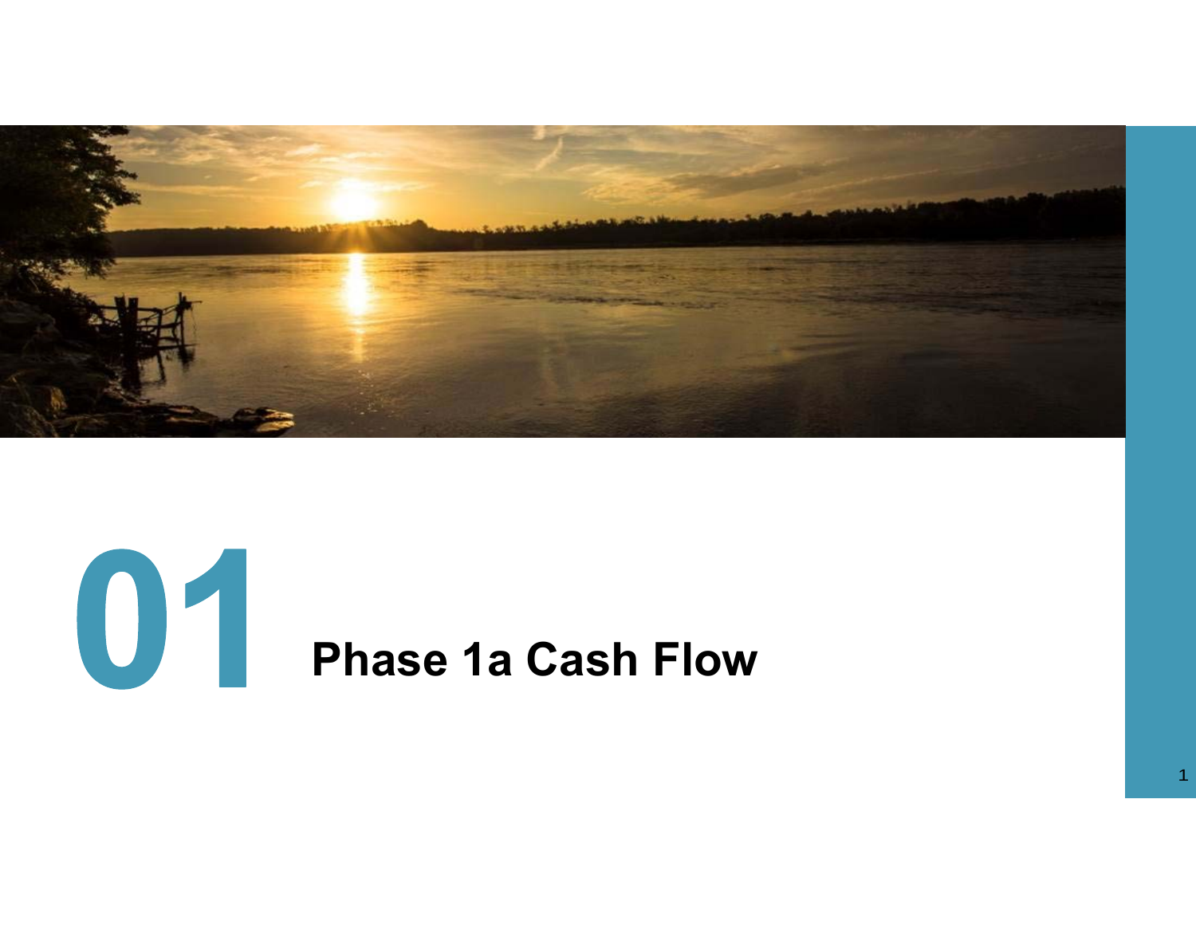# 01 Phase 1a Cash Flow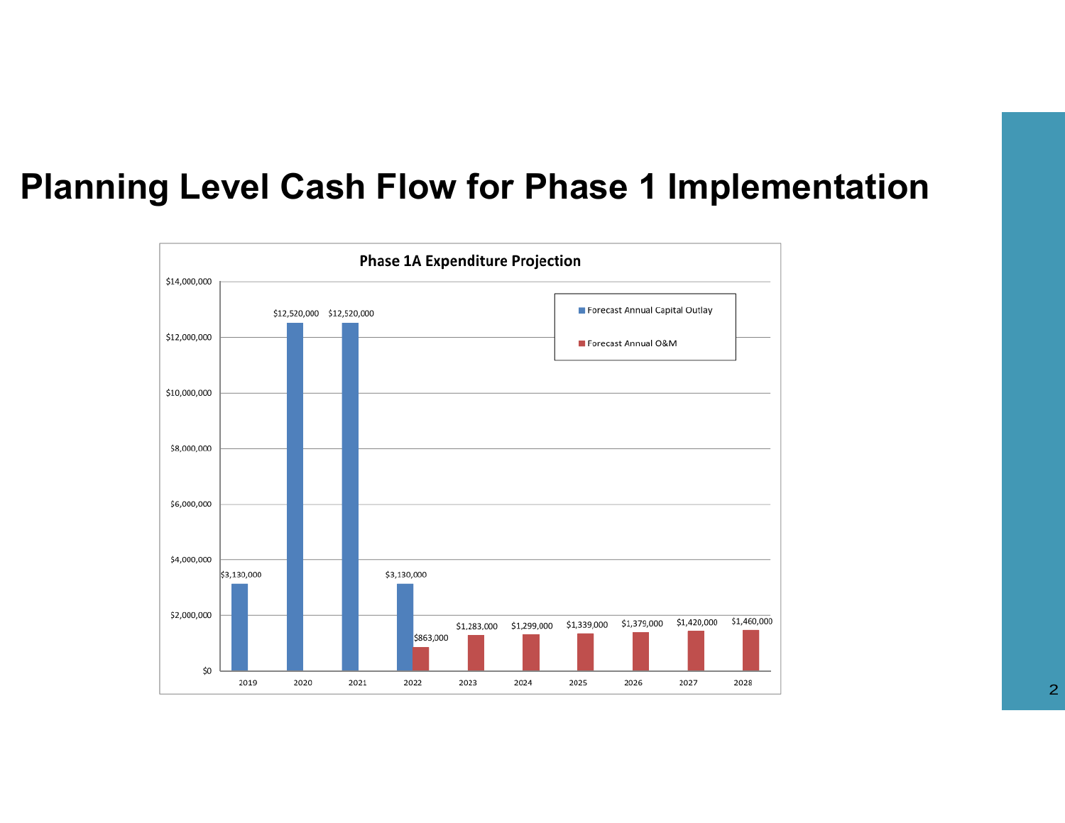# Planning Level Cash Flow for Phase 1 Implementation

**Phase 1A Expenditure Projection**

| Year | Forecast Annual Capital Outlay | Forecast Annual O&M |
|---|---|---|
| 2019 | $3,130,000 | |
| 2020 | $12,520,000 | |
| 2021 | $12,520,000 | |
| 2022 | $3,130,000 | $863,000 |
| 2023 | | $1,283,000 |
| 2024 | | $1,299,000 |
| 2025 | | $1,339,000 |
| 2026 | | $1,379,000 |
| 2027 | | $1,420,000 |
| 2028 | | $1,460,000 |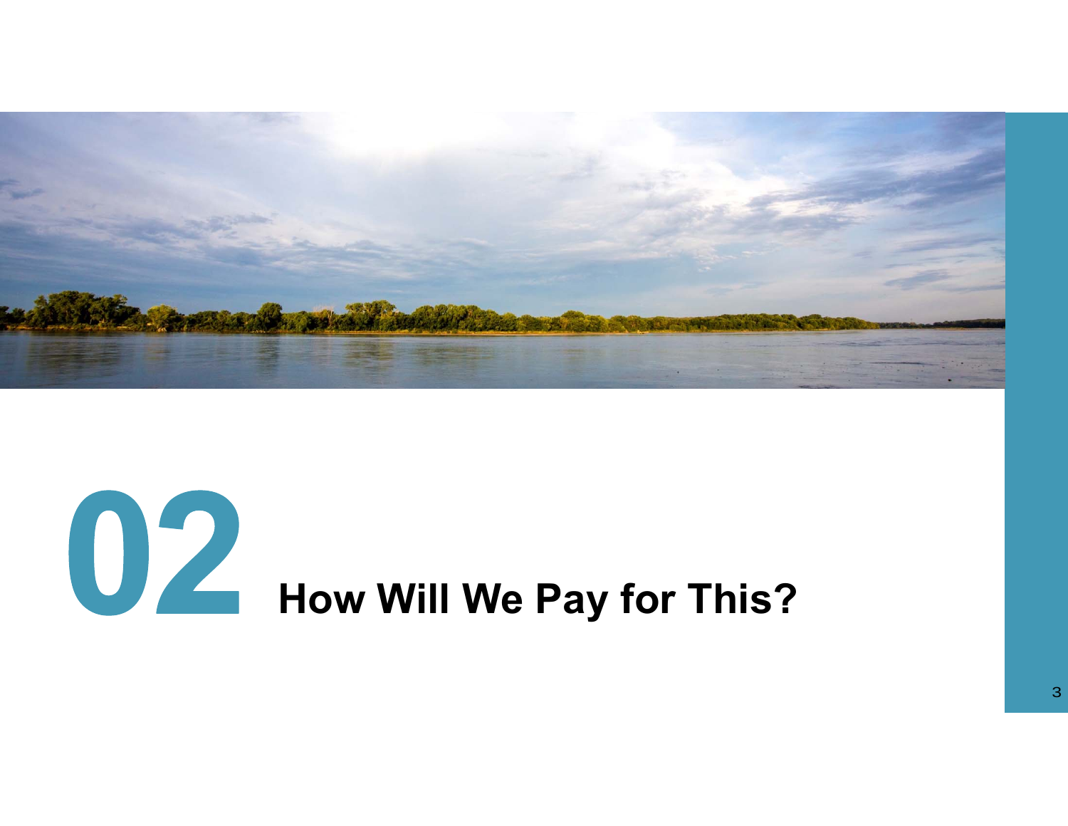# 02 How Will We Pay for This?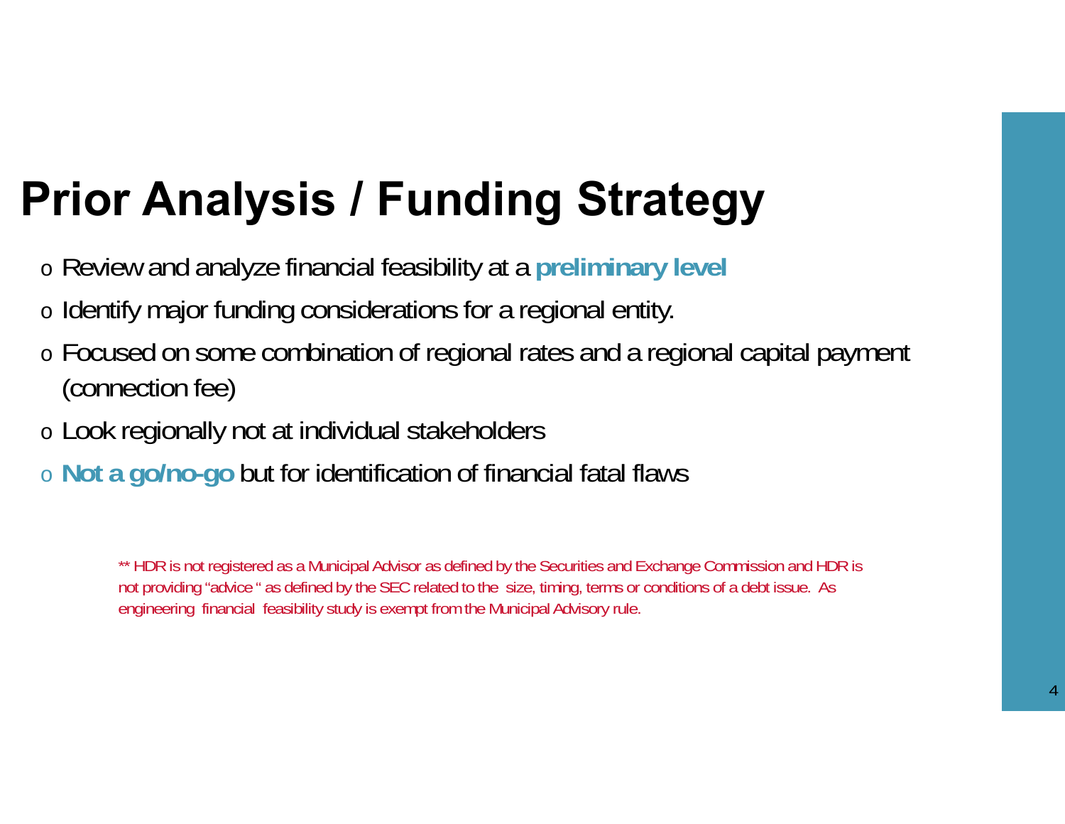# Prior Analysis / Funding Strategy

- Review and analyze financial feasibility at a **preliminary level**
- Identify major funding considerations for a regional entity.
- Focused on some combination of regional rates and a regional capital payment (connection fee)
- Look regionally not at individual stakeholders
- **Not a go/no-go** but for identification of financial fatal flaws

** HDR is not registered as a Municipal Advisor as defined by the Securities and Exchange Commission and HDR is not providing "advice " as defined by the SEC related to the size, timing, terms or conditions of a debt issue. As engineering financial feasibility study is exempt from the Municipal Advisory rule.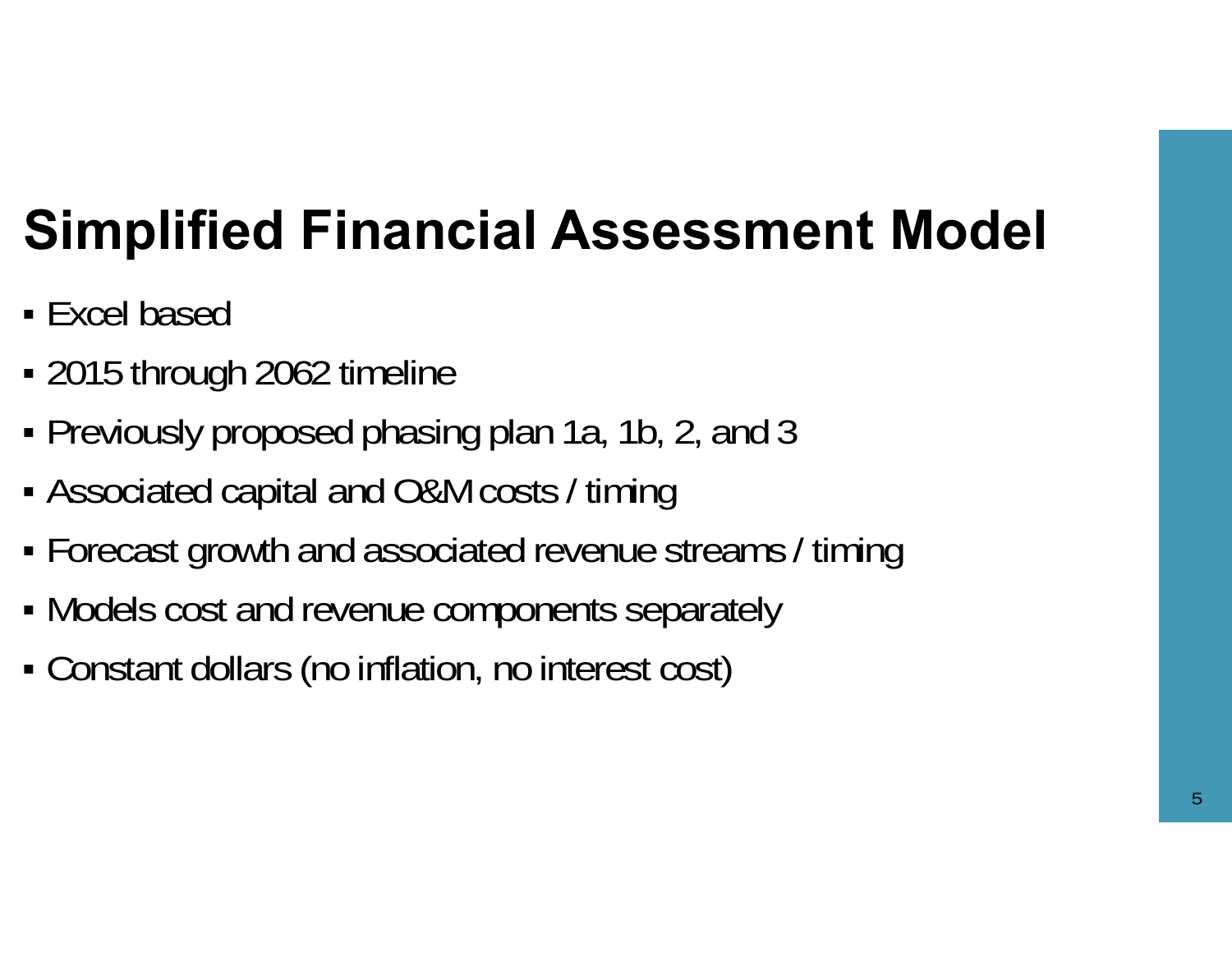# Simplified Financial Assessment Model

- Excel based
- 2015 through 2062 timeline
- Previously proposed phasing plan 1a, 1b, 2, and 3
- Associated capital and O&M costs / timing
- Forecast growth and associated revenue streams / timing
- Models cost and revenue components separately
- Constant dollars (no inflation, no interest cost)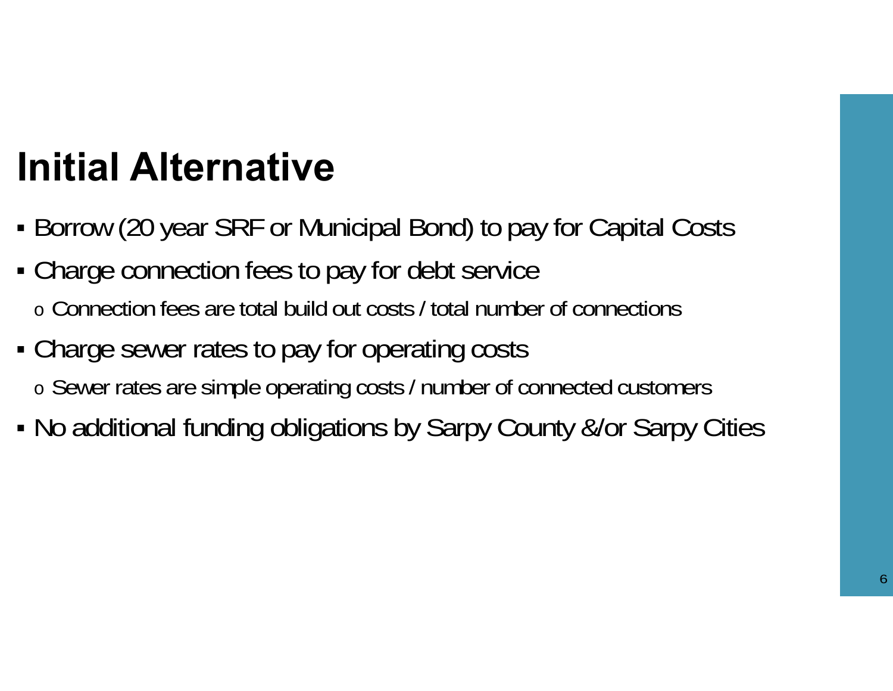# Initial Alternative

- Borrow (20 year SRF or Municipal Bond) to pay for Capital Costs
- Charge connection fees to pay for debt service
  - Connection fees are total build out costs / total number of connections
- Charge sewer rates to pay for operating costs
  - Sewer rates are simple operating costs / number of connected customers
- No additional funding obligations by Sarpy County &/or Sarpy Cities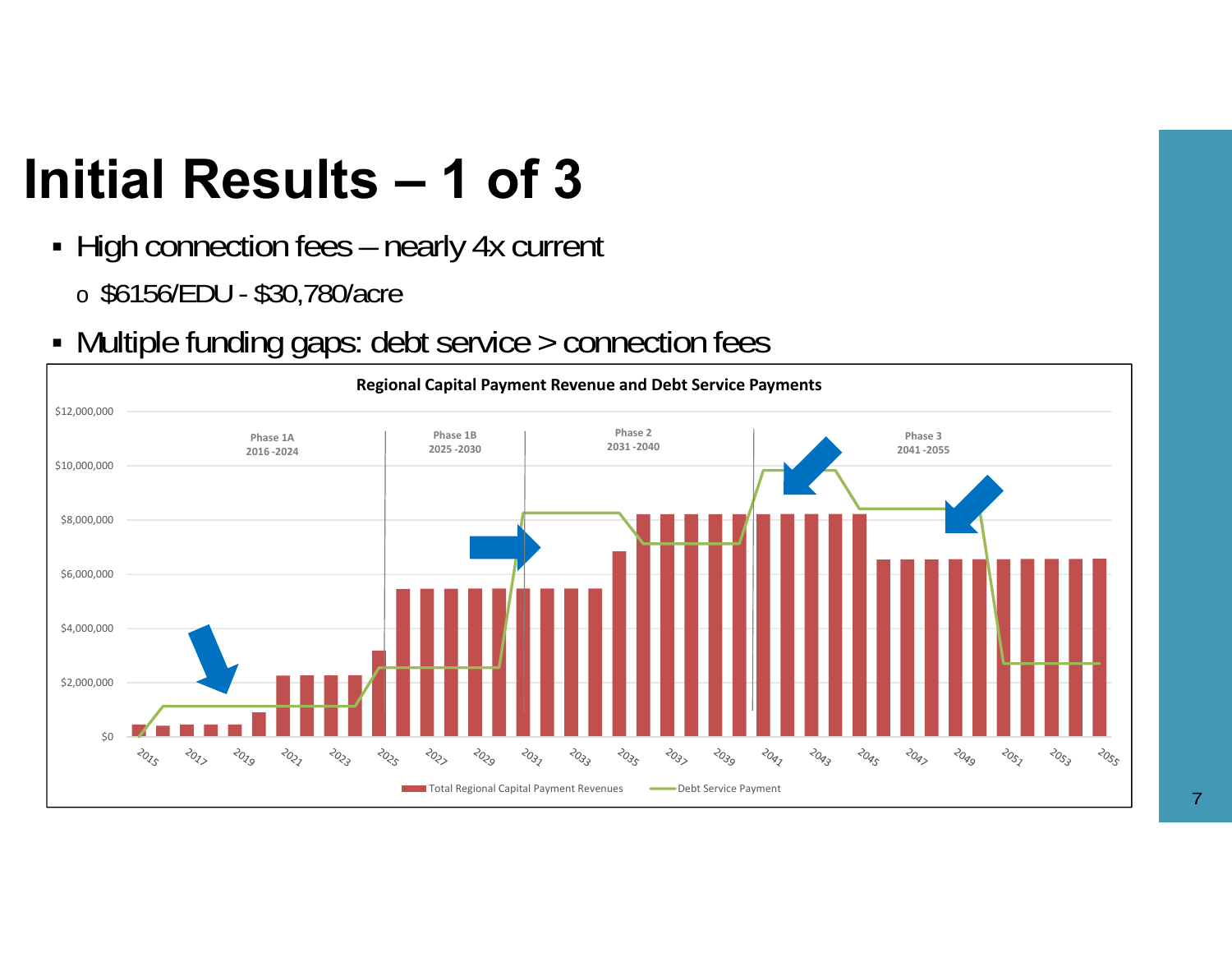# Initial Results – 1 of 3

- High connection fees – nearly 4x current
  - $6156/EDU - $30,780/acre
- Multiple funding gaps: debt service > connection fees

**Regional Capital Payment Revenue and Debt Service Payments**

Phase 1A 2016 -2024 | Phase 1B 2025 -2030 | Phase 2 2031 -2040 | Phase 3 2041 -2055

Total Regional Capital Payment Revenues | Debt Service Payment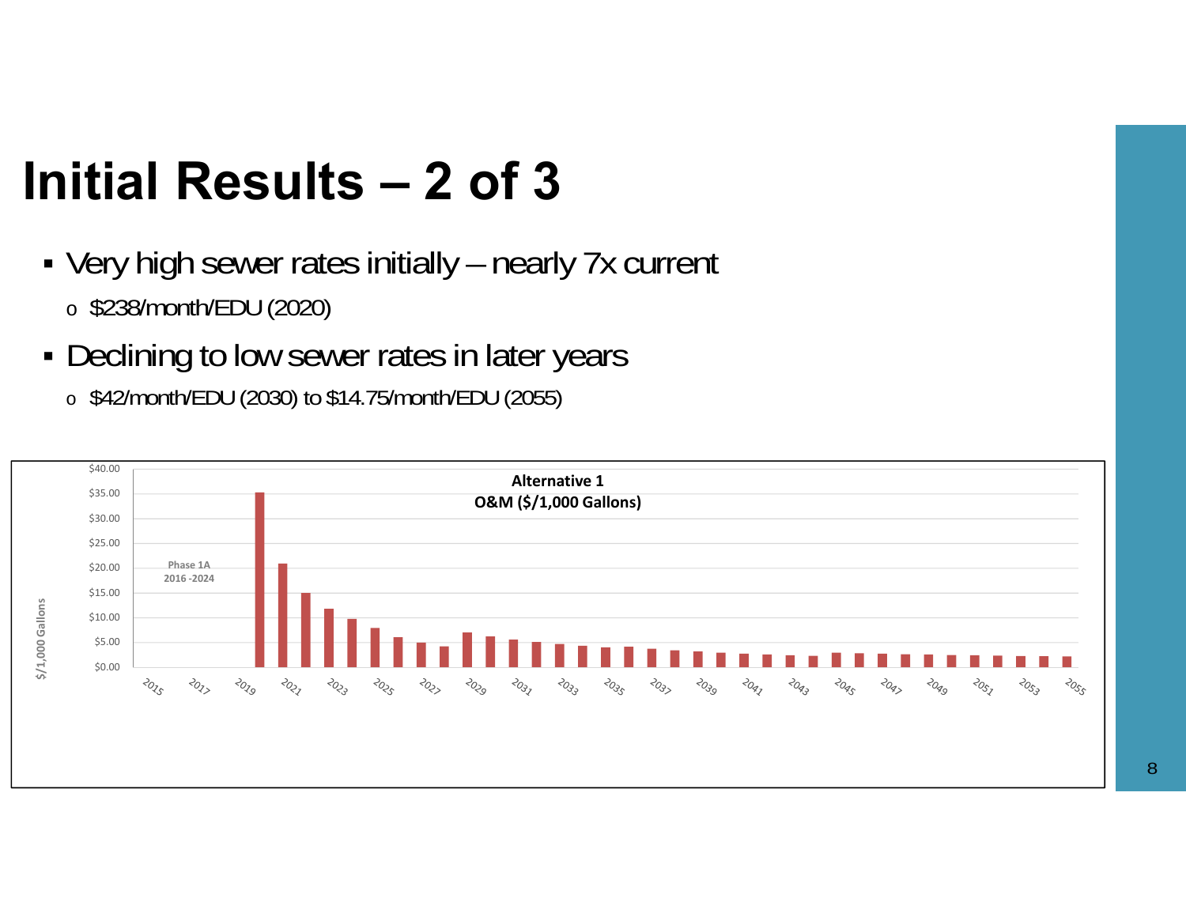# Initial Results – 2 of 3

- Very high sewer rates initially – nearly 7x current
  - $238/month/EDU (2020)
- Declining to low sewer rates in later years
  - $42/month/EDU (2030) to $14.75/month/EDU (2055)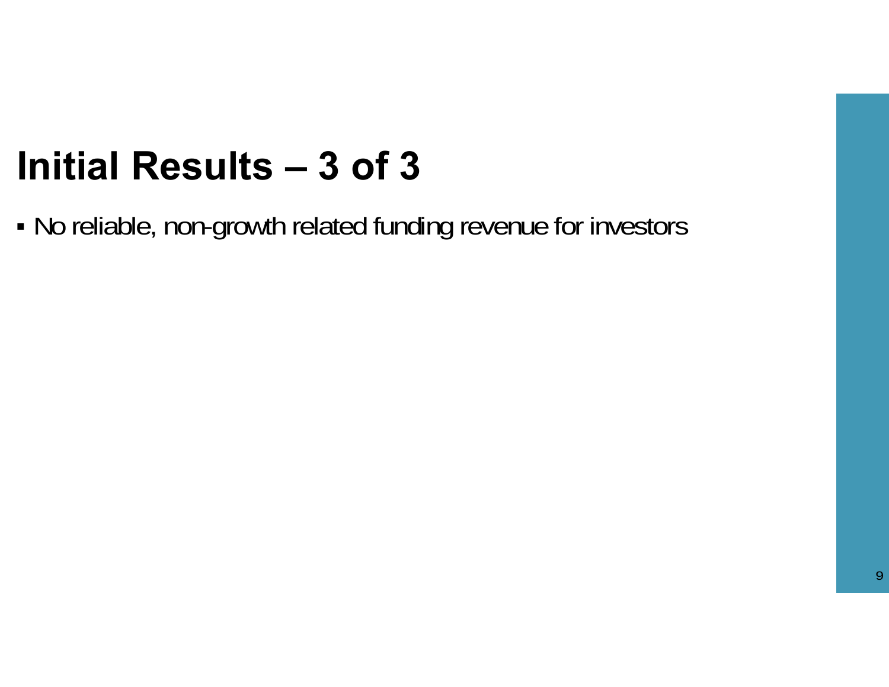# Initial Results – 3 of 3

- No reliable, non-growth related funding revenue for investors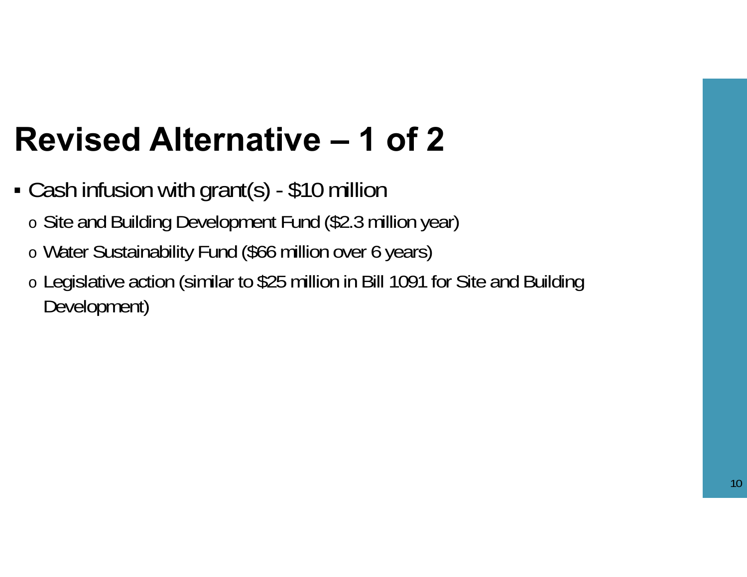# Revised Alternative – 1 of 2

- Cash infusion with grant(s) - $10 million
  - Site and Building Development Fund ($2.3 million year)
  - Water Sustainability Fund ($66 million over 6 years)
  - Legislative action (similar to $25 million in Bill 1091 for Site and Building Development)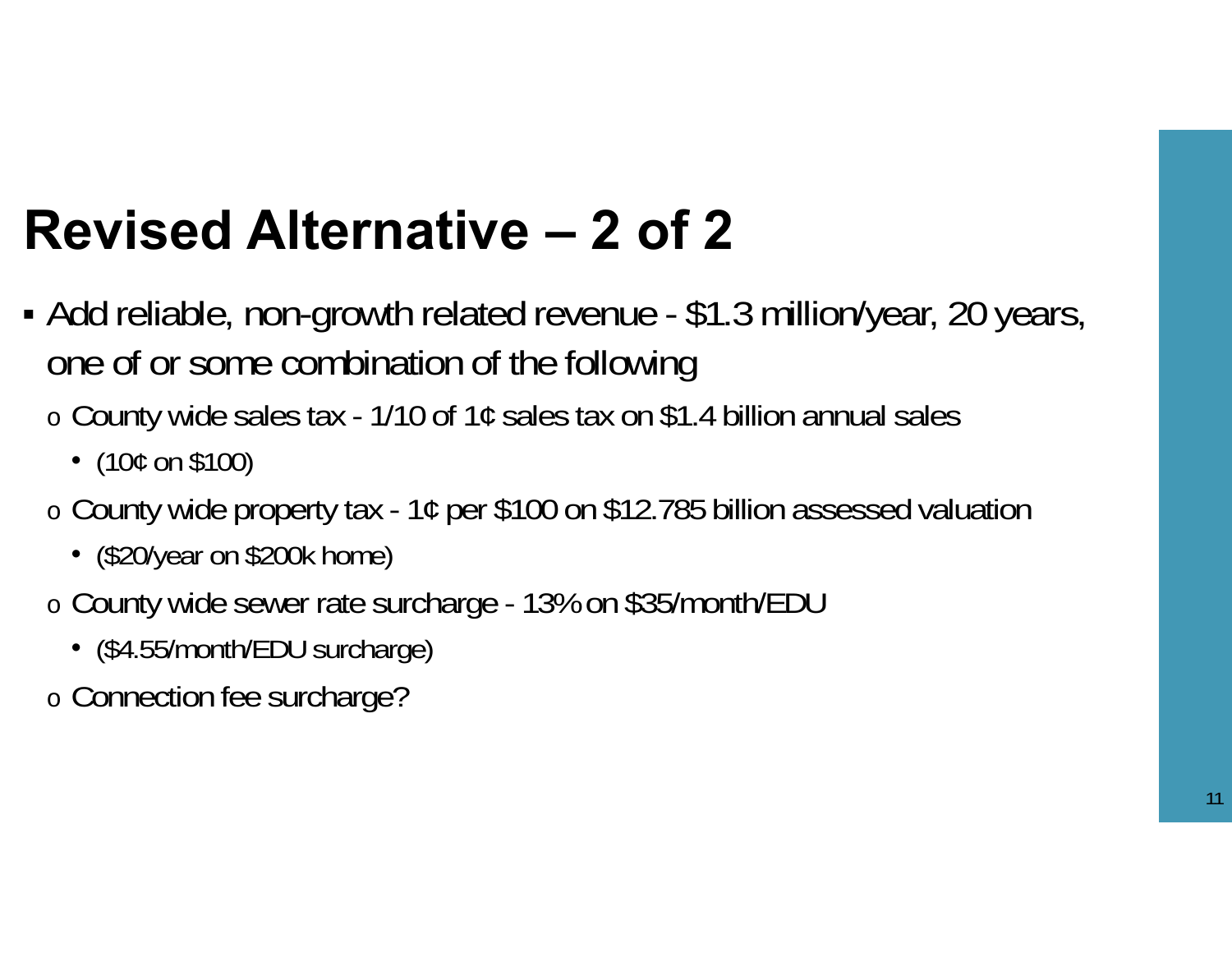# Revised Alternative – 2 of 2

- Add reliable, non-growth related revenue - $1.3 million/year, 20 years, one of or some combination of the following
  - County wide sales tax - 1/10 of 1¢ sales tax on $1.4 billion annual sales
    - (10¢ on $100)
  - County wide property tax - 1¢ per $100 on $12.785 billion assessed valuation
    - ($20/year on $200k home)
  - County wide sewer rate surcharge - 13% on $35/month/EDU
    - ($4.55/month/EDU surcharge)
  - Connection fee surcharge?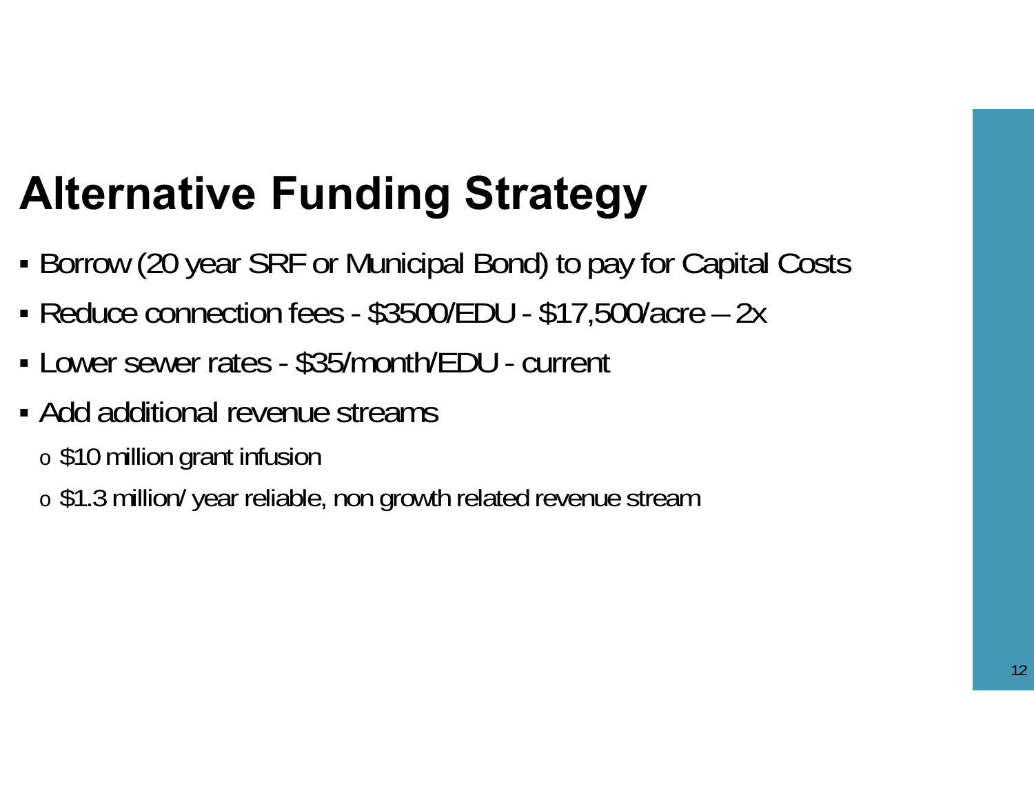# Alternative Funding Strategy

- Borrow (20 year SRF or Municipal Bond) to pay for Capital Costs
- Reduce connection fees - $3500/EDU - $17,500/acre – 2x
- Lower sewer rates - $35/month/EDU - current
- Add additional revenue streams
  - $10 million grant infusion
  - $1.3 million/ year reliable, non growth related revenue stream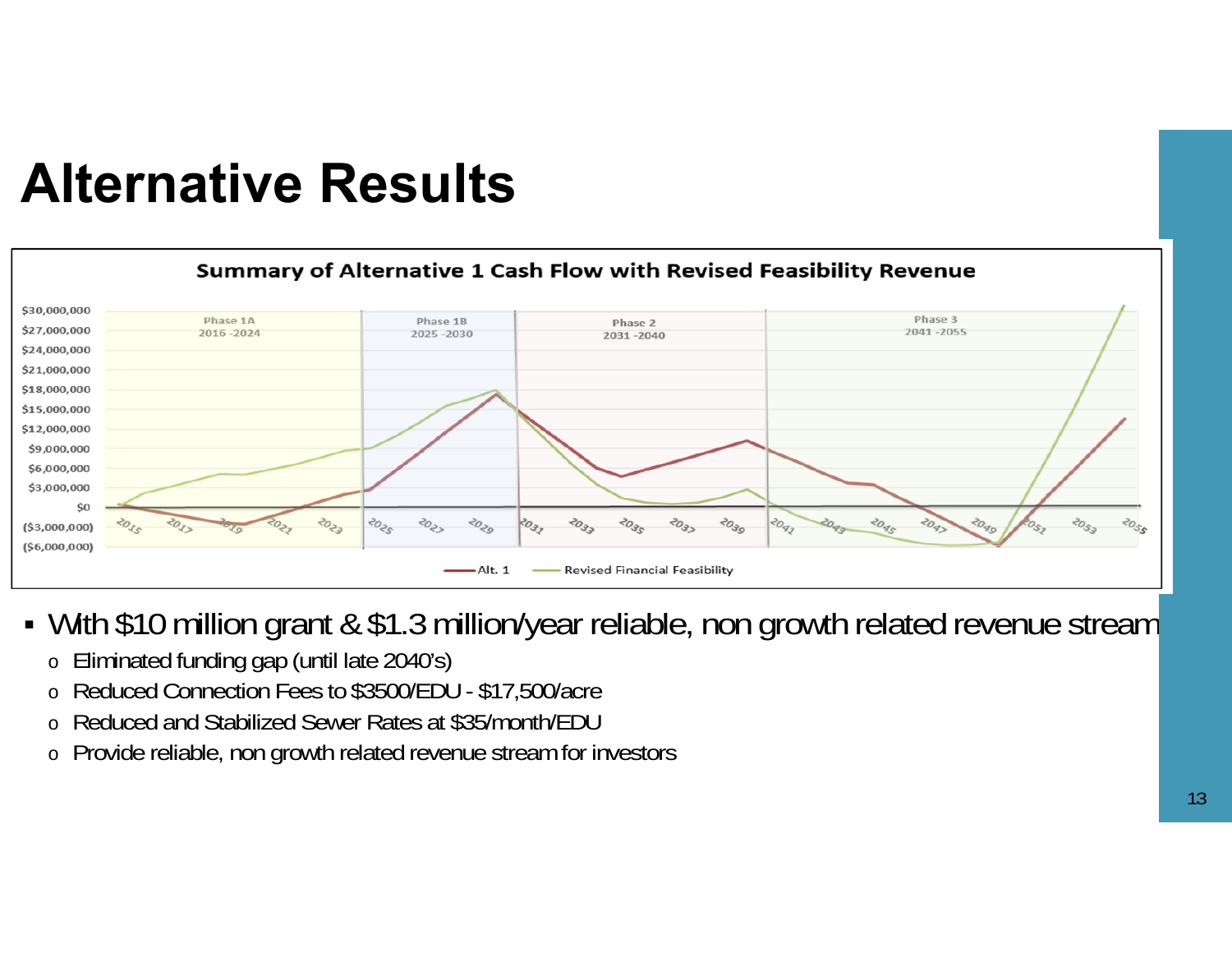# Alternative Results

**Summary of Alternative 1 Cash Flow with Revised Feasibility Revenue**

- With $10 million grant & $1.3 million/year reliable, non growth related revenue stream
  - Eliminated funding gap (until late 2040's)
  - Reduced Connection Fees to $3500/EDU - $17,500/acre
  - Reduced and Stabilized Sewer Rates at $35/month/EDU
  - Provide reliable, non growth related revenue stream for investors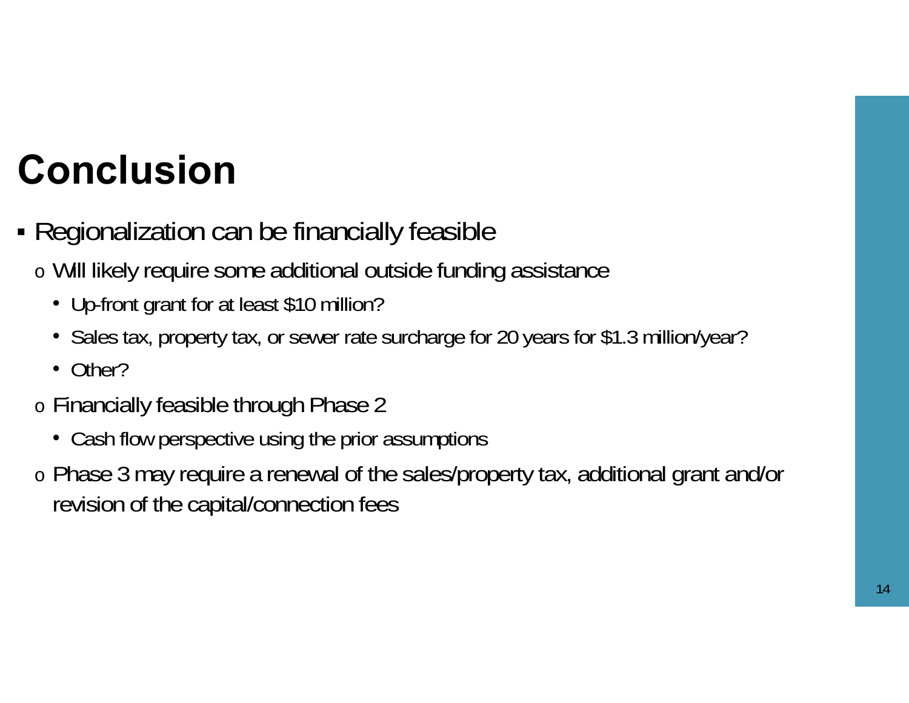# Conclusion

- Regionalization can be financially feasible
  - Will likely require some additional outside funding assistance
    - Up-front grant for at least $10 million?
    - Sales tax, property tax, or sewer rate surcharge for 20 years for $1.3 million/year?
    - Other?
  - Financially feasible through Phase 2
    - Cash flow perspective using the prior assumptions
  - Phase 3 may require a renewal of the sales/property tax, additional grant and/or revision of the capital/connection fees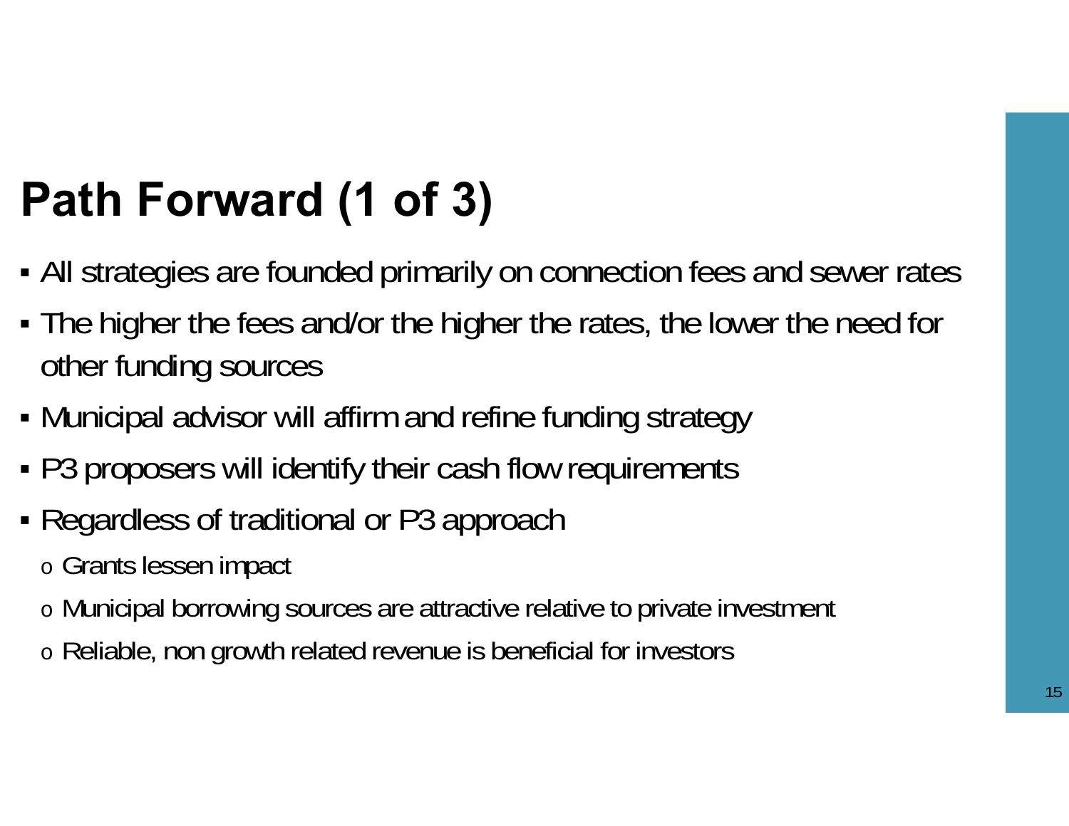# Path Forward (1 of 3)

- All strategies are founded primarily on connection fees and sewer rates
- The higher the fees and/or the higher the rates, the lower the need for other funding sources
- Municipal advisor will affirm and refine funding strategy
- P3 proposers will identify their cash flow requirements
- Regardless of traditional or P3 approach
  - Grants lessen impact
  - Municipal borrowing sources are attractive relative to private investment
  - Reliable, non growth related revenue is beneficial for investors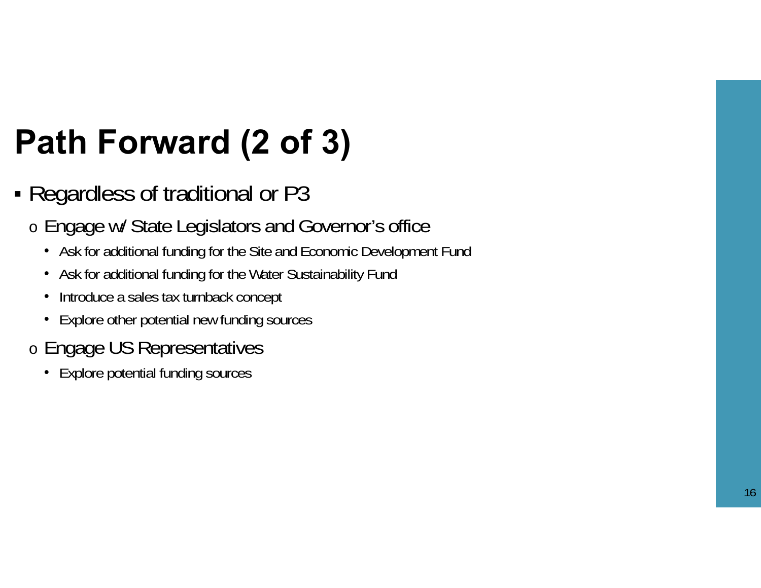# Path Forward (2 of 3)

- Regardless of traditional or P3
  - Engage w/ State Legislators and Governor's office
    - Ask for additional funding for the Site and Economic Development Fund
    - Ask for additional funding for the Water Sustainability Fund
    - Introduce a sales tax turnback concept
    - Explore other potential new funding sources
  - Engage US Representatives
    - Explore potential funding sources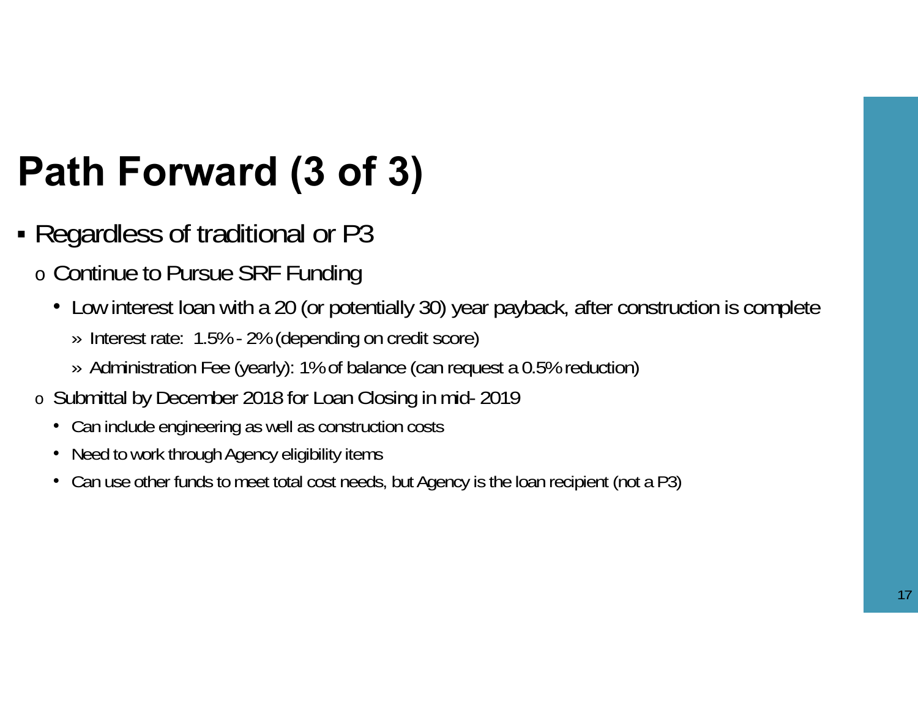# Path Forward (3 of 3)

- Regardless of traditional or P3
  - Continue to Pursue SRF Funding
    - Low interest loan with a 20 (or potentially 30) year payback, after construction is complete
      - Interest rate: 1.5% - 2% (depending on credit score)
      - Administration Fee (yearly): 1% of balance (can request a 0.5% reduction)
  - Submittal by December 2018 for Loan Closing in mid- 2019
    - Can include engineering as well as construction costs
    - Need to work through Agency eligibility items
    - Can use other funds to meet total cost needs, but Agency is the loan recipient (not a P3)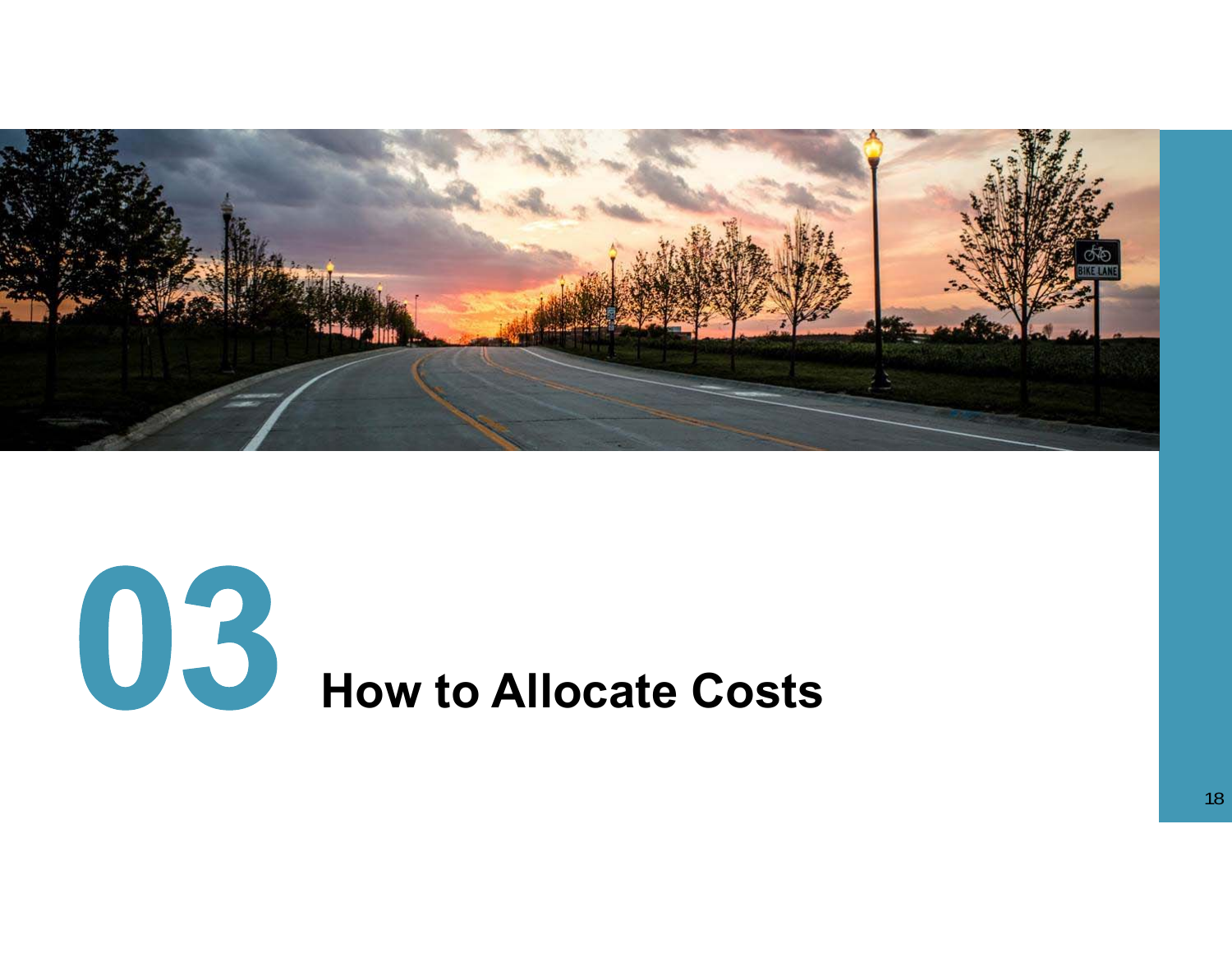# 03 How to Allocate Costs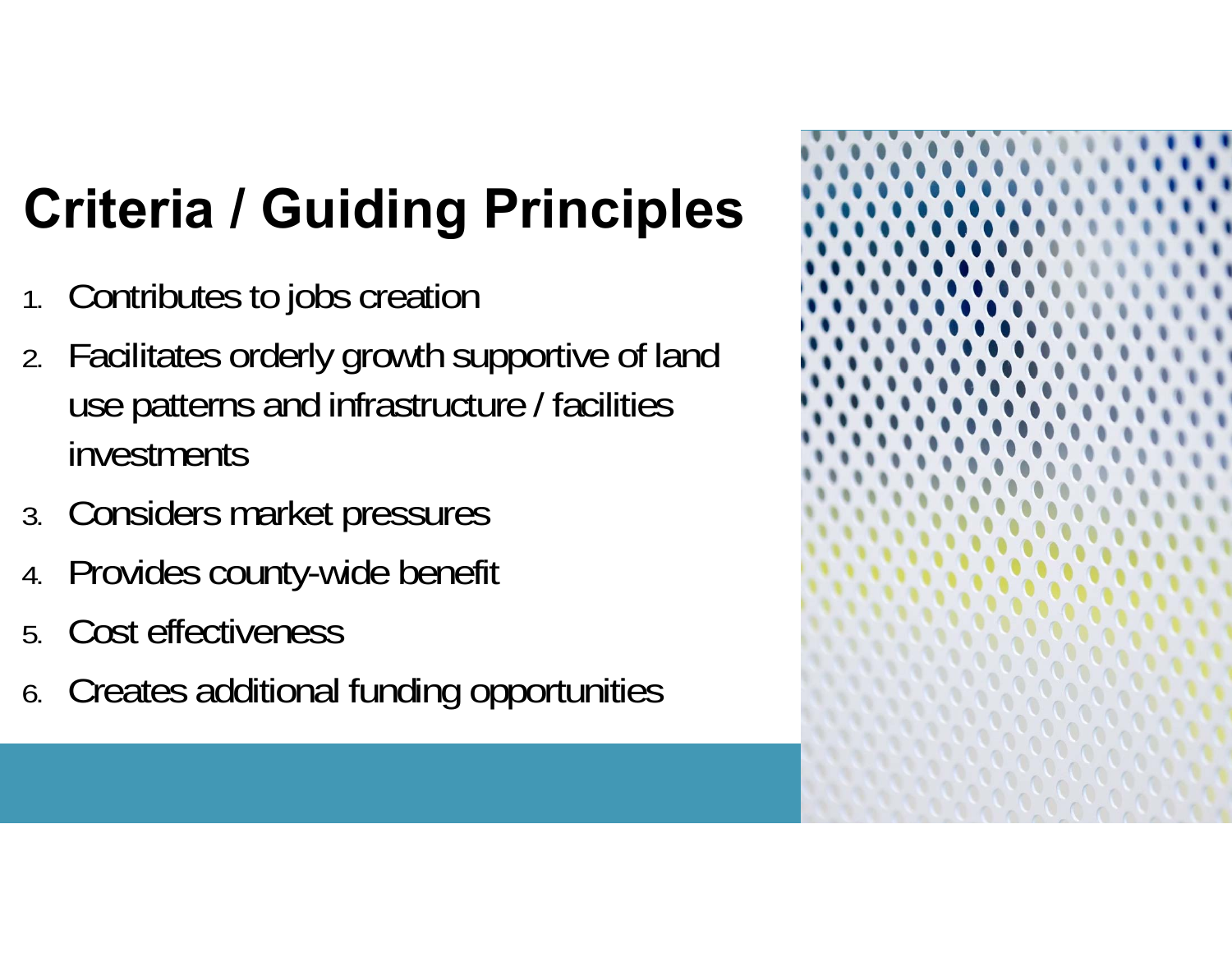# Criteria / Guiding Principles

1. Contributes to jobs creation
2. Facilitates orderly growth supportive of land use patterns and infrastructure / facilities investments
3. Considers market pressures
4. Provides county-wide benefit
5. Cost effectiveness
6. Creates additional funding opportunities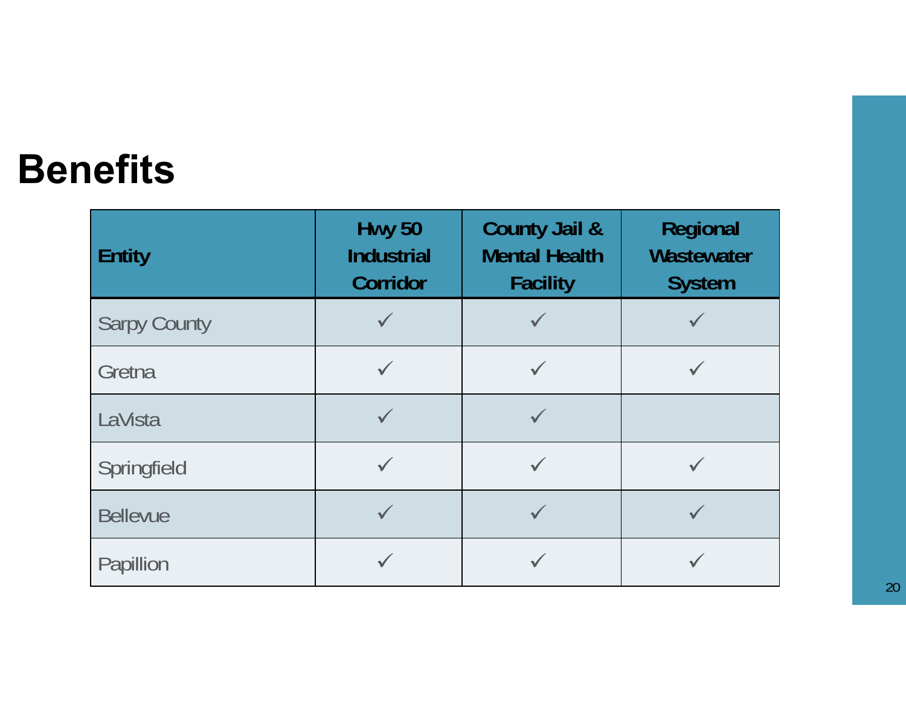# Benefits

| Entity | Hwy 50 Industrial Corridor | County Jail & Mental Health Facility | Regional Wastewater System |
|---|---|---|---|
| Sarpy County | ✓ | ✓ | ✓ |
| Gretna | ✓ | ✓ | ✓ |
| LaVista | ✓ | ✓ | |
| Springfield | ✓ | ✓ | ✓ |
| Bellevue | ✓ | ✓ | ✓ |
| Papillion | ✓ | ✓ | ✓ |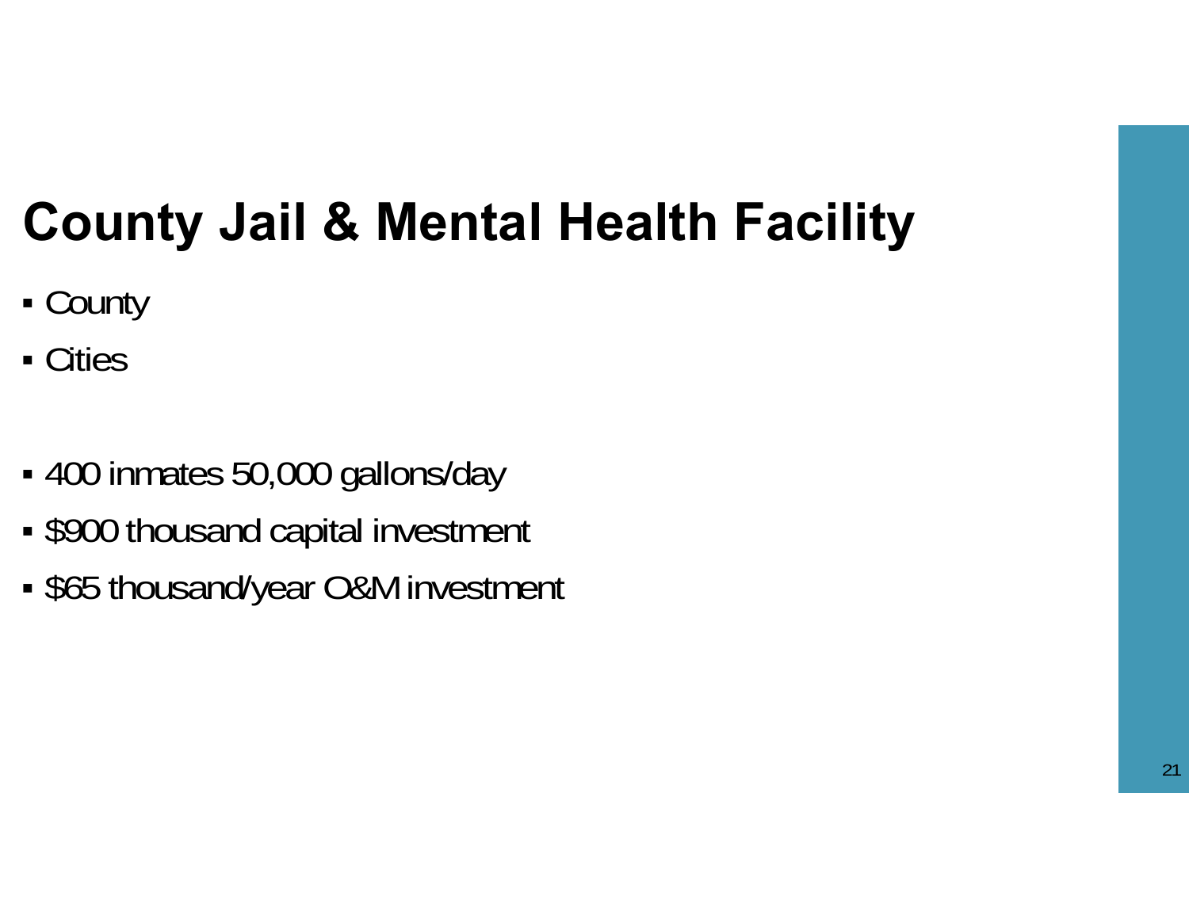# County Jail & Mental Health Facility

- County
- Cities

- 400 inmates 50,000 gallons/day
- $900 thousand capital investment
- $65 thousand/year O&M investment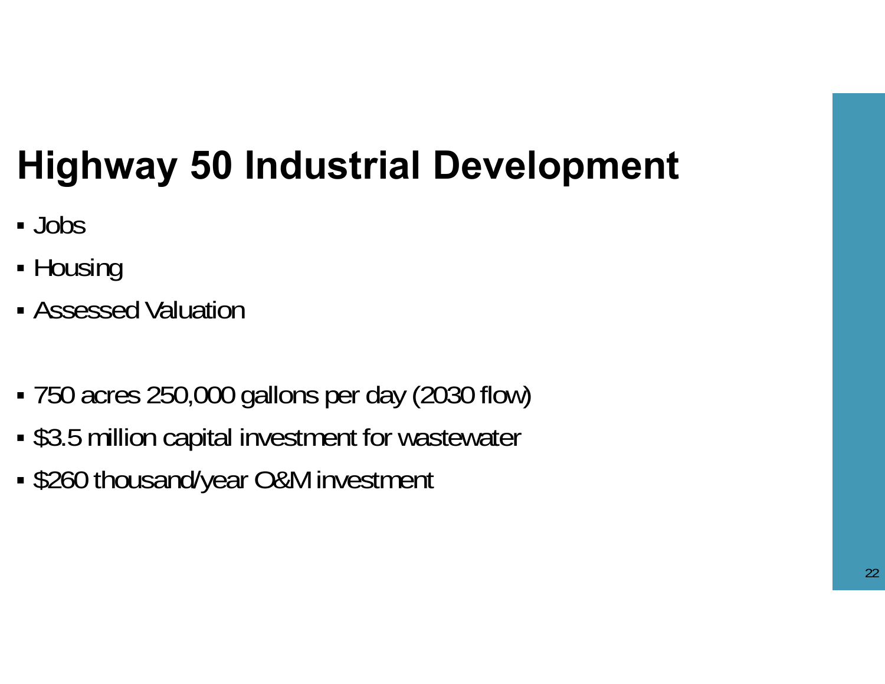# Highway 50 Industrial Development

- Jobs
- Housing
- Assessed Valuation

- 750 acres 250,000 gallons per day (2030 flow)
- $3.5 million capital investment for wastewater
- $260 thousand/year O&M investment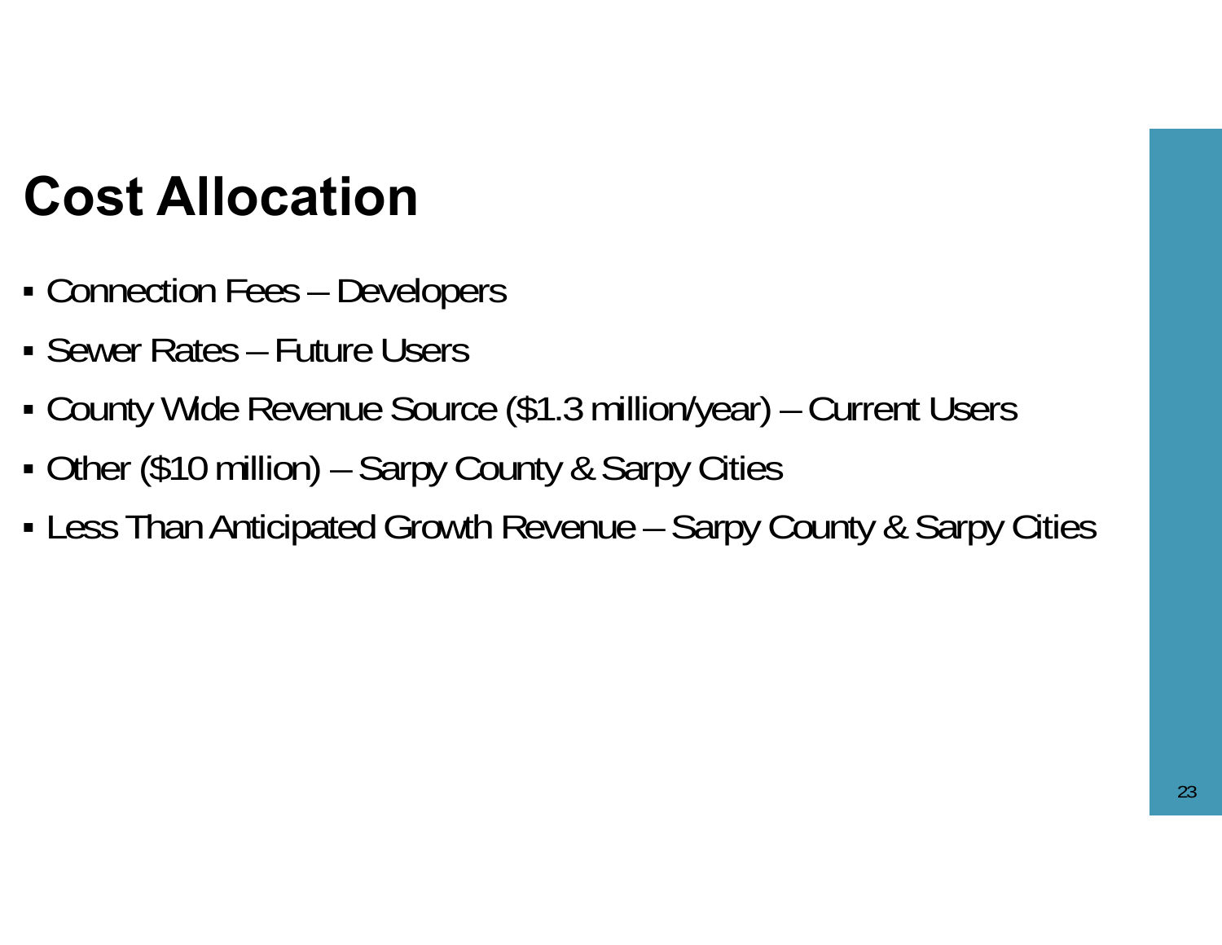# Cost Allocation

- Connection Fees – Developers
- Sewer Rates – Future Users
- County Wide Revenue Source ($1.3 million/year) – Current Users
- Other ($10 million) – Sarpy County & Sarpy Cities
- Less Than Anticipated Growth Revenue – Sarpy County & Sarpy Cities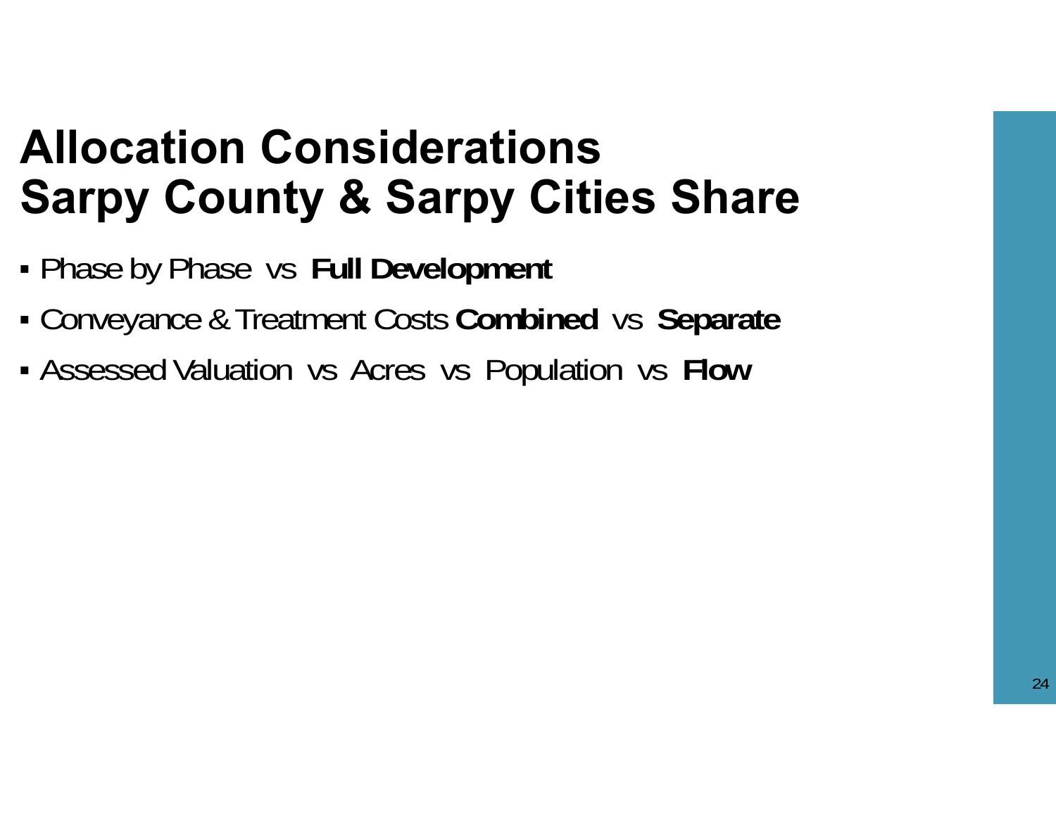# Allocation Considerations
# Sarpy County & Sarpy Cities Share

- Phase by Phase vs **Full Development**
- Conveyance & Treatment Costs **Combined** vs **Separate**
- Assessed Valuation vs Acres vs Population vs **Flow**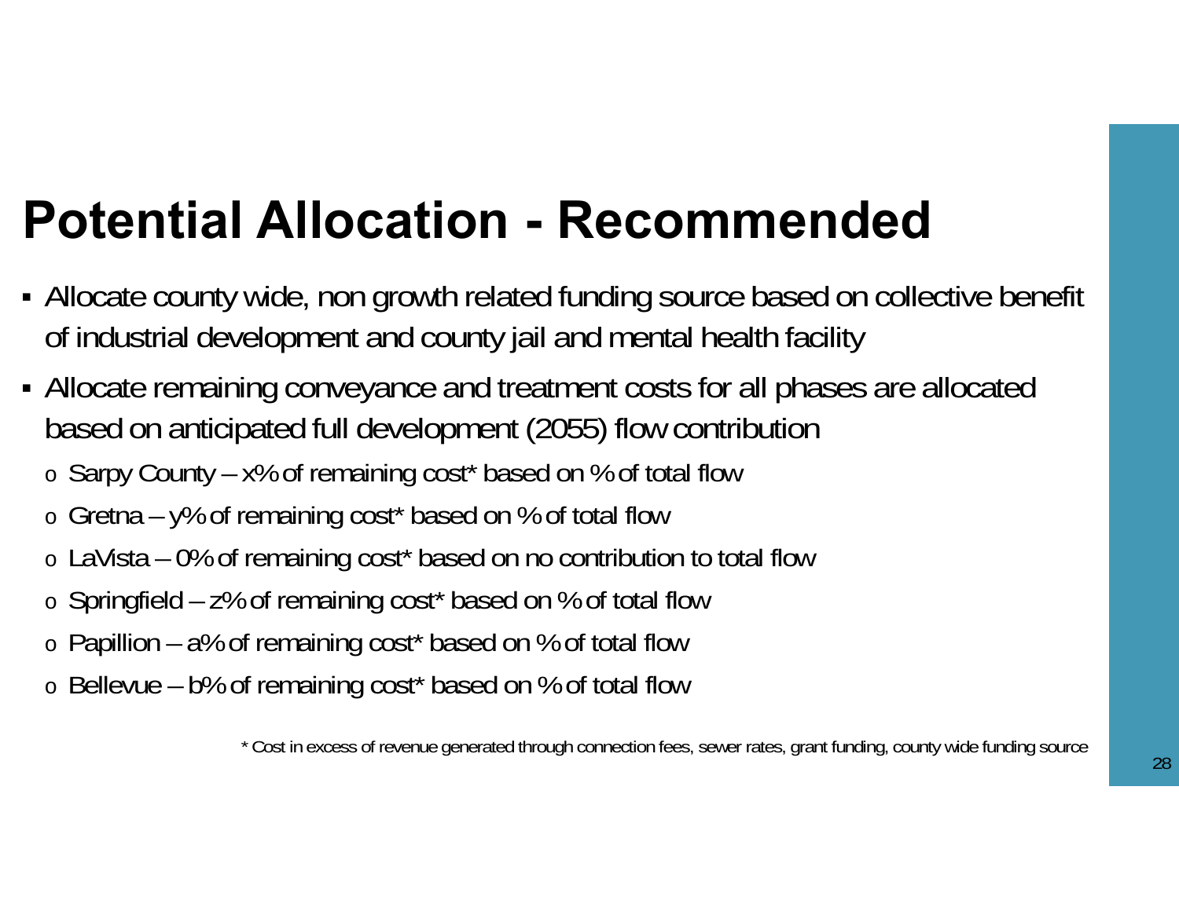# Potential Allocation - Recommended

- Allocate county wide, non growth related funding source based on collective benefit of industrial development and county jail and mental health facility
- Allocate remaining conveyance and treatment costs for all phases are allocated based on anticipated full development (2055) flow contribution
  - Sarpy County – x% of remaining cost* based on % of total flow
  - Gretna – y% of remaining cost* based on % of total flow
  - LaVista – 0% of remaining cost* based on no contribution to total flow
  - Springfield – z% of remaining cost* based on % of total flow
  - Papillion – a% of remaining cost* based on % of total flow
  - Bellevue – b% of remaining cost* based on % of total flow

* Cost in excess of revenue generated through connection fees, sewer rates, grant funding, county wide funding source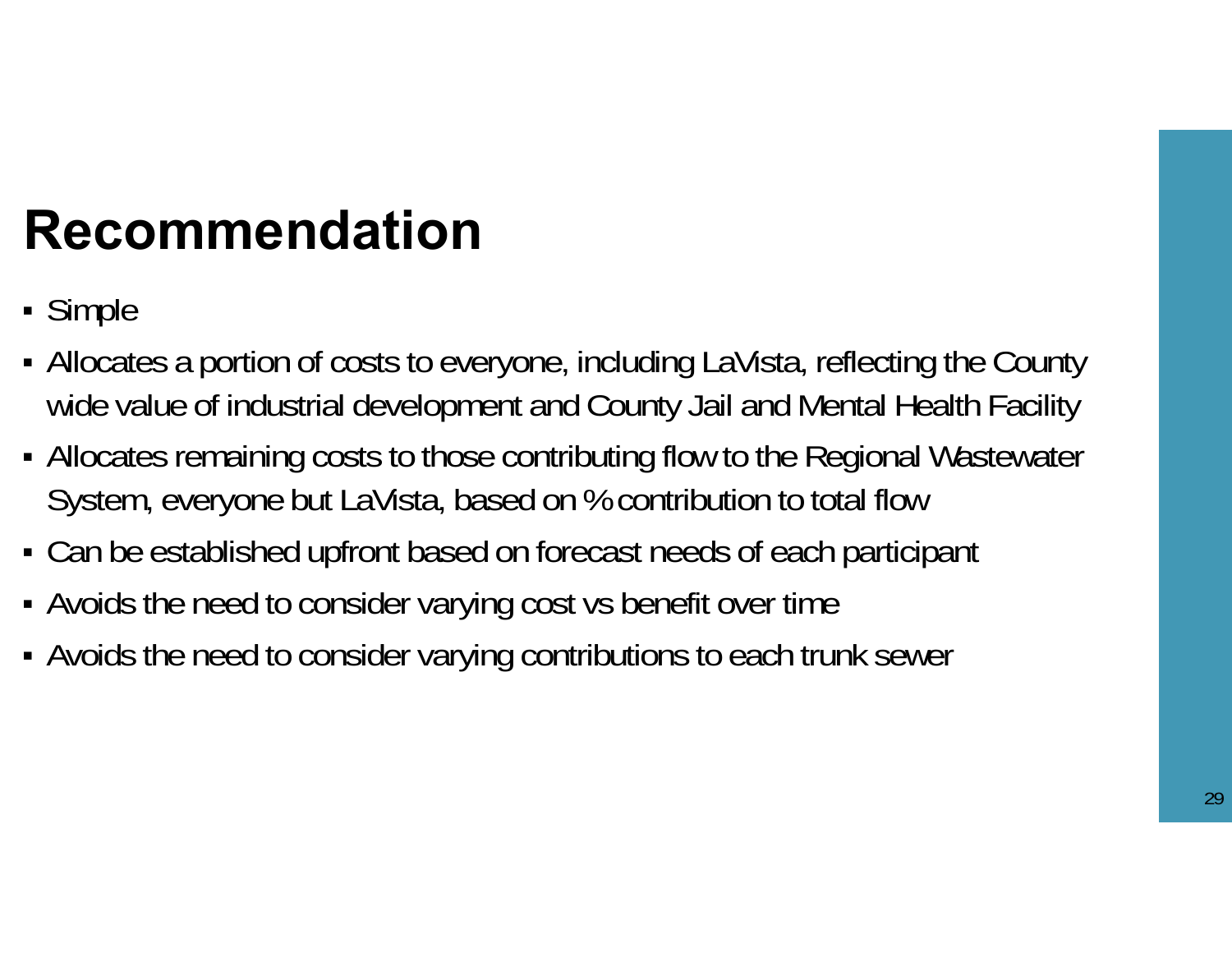# Recommendation

- Simple
- Allocates a portion of costs to everyone, including LaVista, reflecting the County wide value of industrial development and County Jail and Mental Health Facility
- Allocates remaining costs to those contributing flow to the Regional Wastewater System, everyone but LaVista, based on % contribution to total flow
- Can be established upfront based on forecast needs of each participant
- Avoids the need to consider varying cost vs benefit over time
- Avoids the need to consider varying contributions to each trunk sewer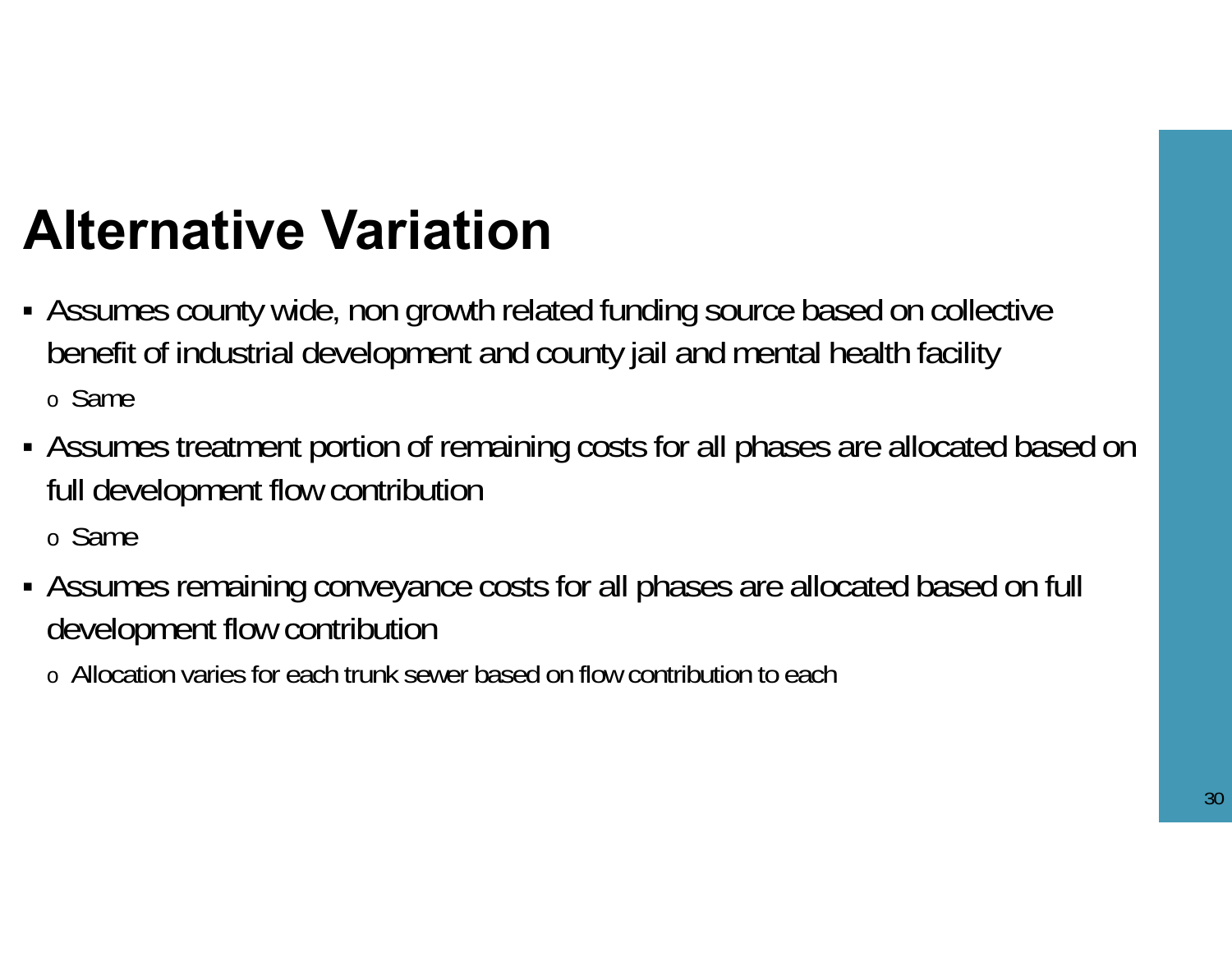# Alternative Variation

- Assumes county wide, non growth related funding source based on collective benefit of industrial development and county jail and mental health facility
  - Same
- Assumes treatment portion of remaining costs for all phases are allocated based on full development flow contribution
  - Same
- Assumes remaining conveyance costs for all phases are allocated based on full development flow contribution
  - Allocation varies for each trunk sewer based on flow contribution to each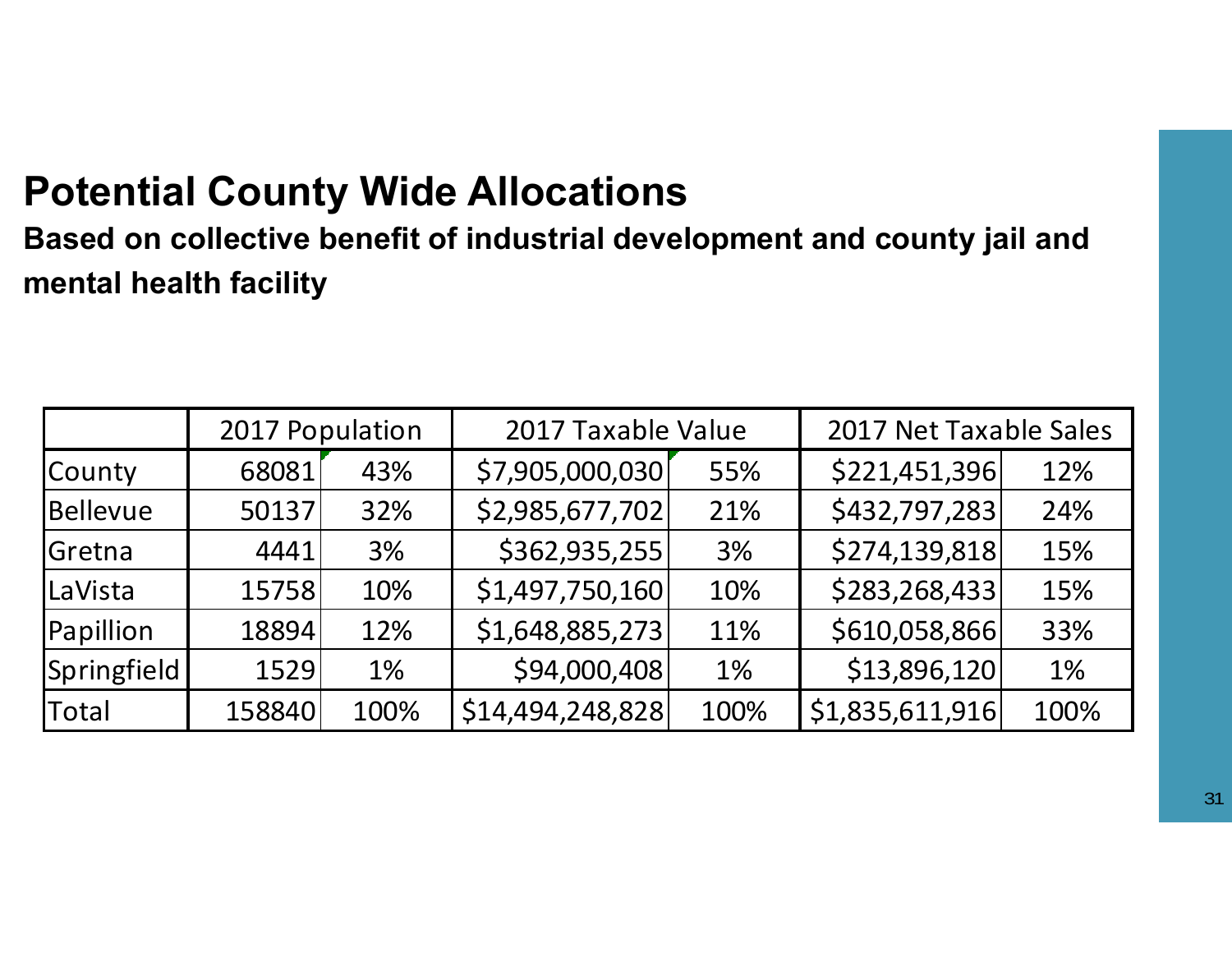# Potential County Wide Allocations

**Based on collective benefit of industrial development and county jail and mental health facility**

| | 2017 Population | | 2017 Taxable Value | | 2017 Net Taxable Sales | |
|---|---|---|---|---|---|---|
| County | 68081 | 43% | $7,905,000,030 | 55% | $221,451,396 | 12% |
| Bellevue | 50137 | 32% | $2,985,677,702 | 21% | $432,797,283 | 24% |
| Gretna | 4441 | 3% | $362,935,255 | 3% | $274,139,818 | 15% |
| LaVista | 15758 | 10% | $1,497,750,160 | 10% | $283,268,433 | 15% |
| Papillion | 18894 | 12% | $1,648,885,273 | 11% | $610,058,866 | 33% |
| Springfield | 1529 | 1% | $94,000,408 | 1% | $13,896,120 | 1% |
| Total | 158840 | 100% | $14,494,248,828 | 100% | $1,835,611,916 | 100% |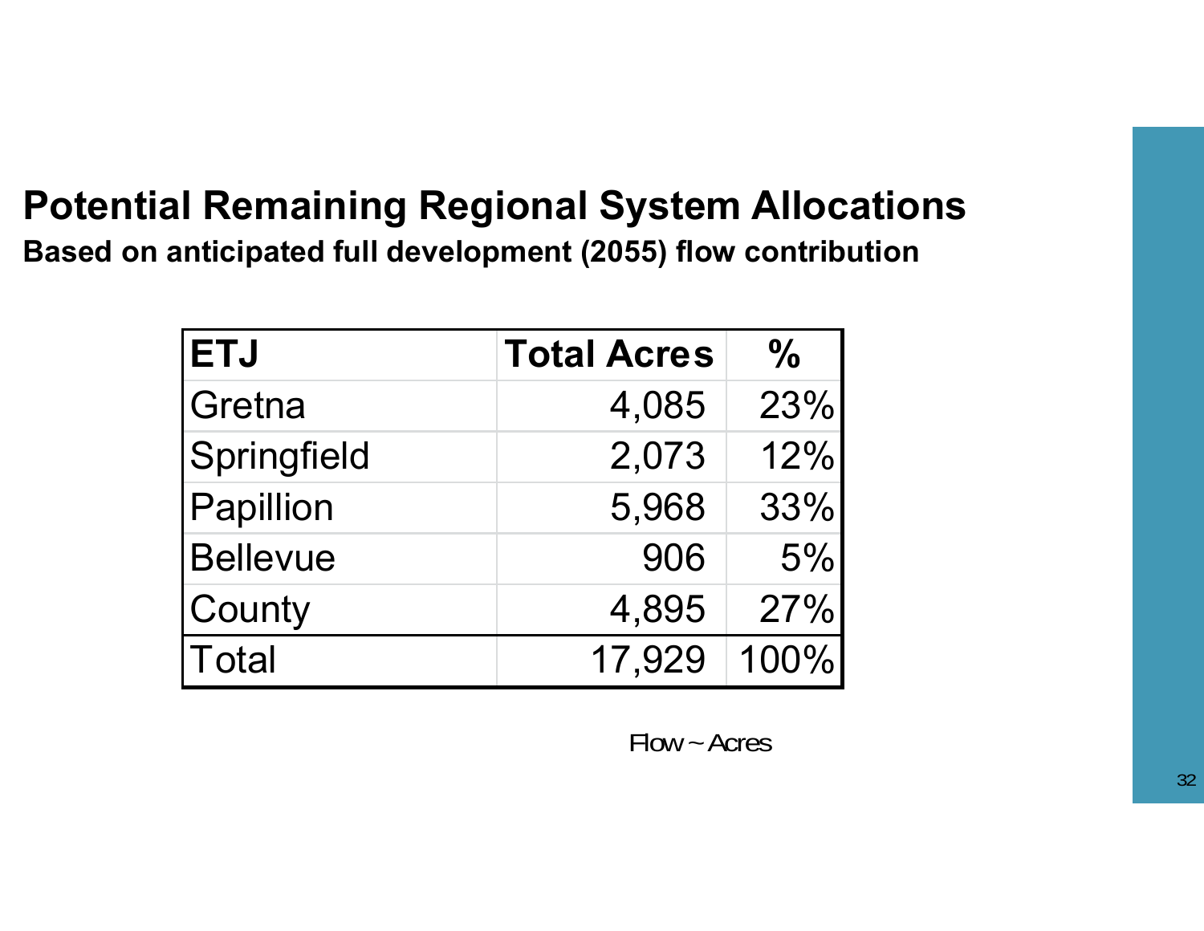# Potential Remaining Regional System Allocations

**Based on anticipated full development (2055) flow contribution**

| ETJ | Total Acres | % |
|---|---|---|
| Gretna | 4,085 | 23% |
| Springfield | 2,073 | 12% |
| Papillion | 5,968 | 33% |
| Bellevue | 906 | 5% |
| County | 4,895 | 27% |
| Total | 17,929 | 100% |

Flow ~ Acres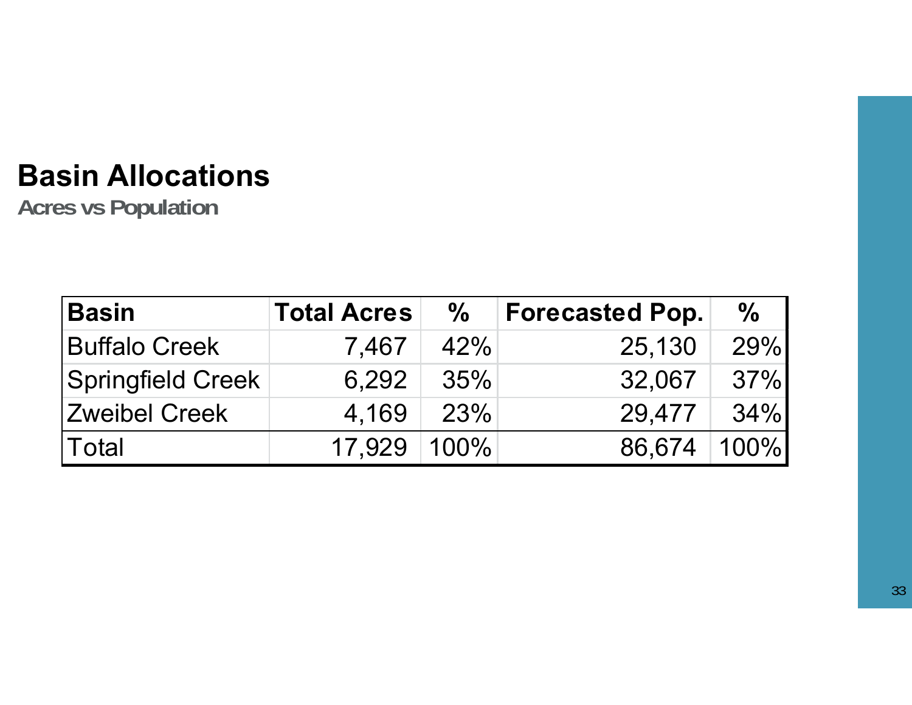# Basin Allocations

**Acres vs Population**

| Basin | Total Acres | % | Forecasted Pop. | % |
|---|---|---|---|---|
| Buffalo Creek | 7,467 | 42% | 25,130 | 29% |
| Springfield Creek | 6,292 | 35% | 32,067 | 37% |
| Zweibel Creek | 4,169 | 23% | 29,477 | 34% |
| Total | 17,929 | 100% | 86,674 | 100% |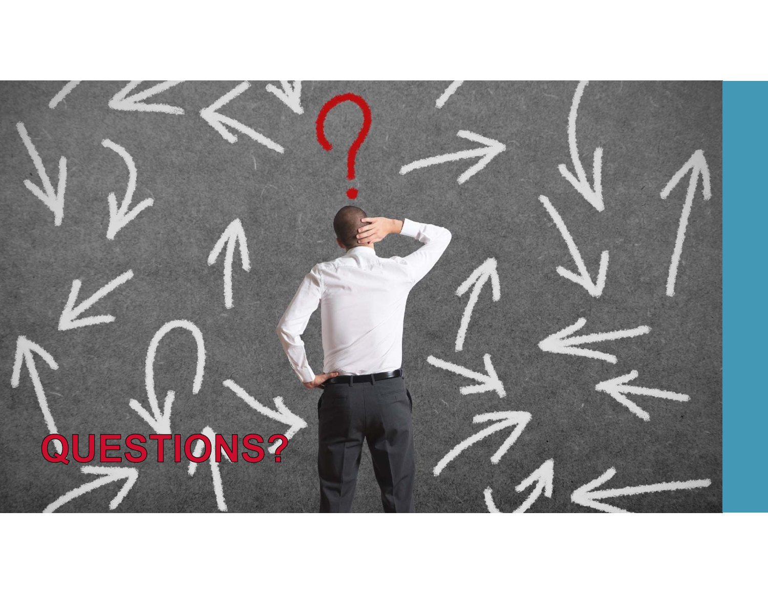QUESTIONS?